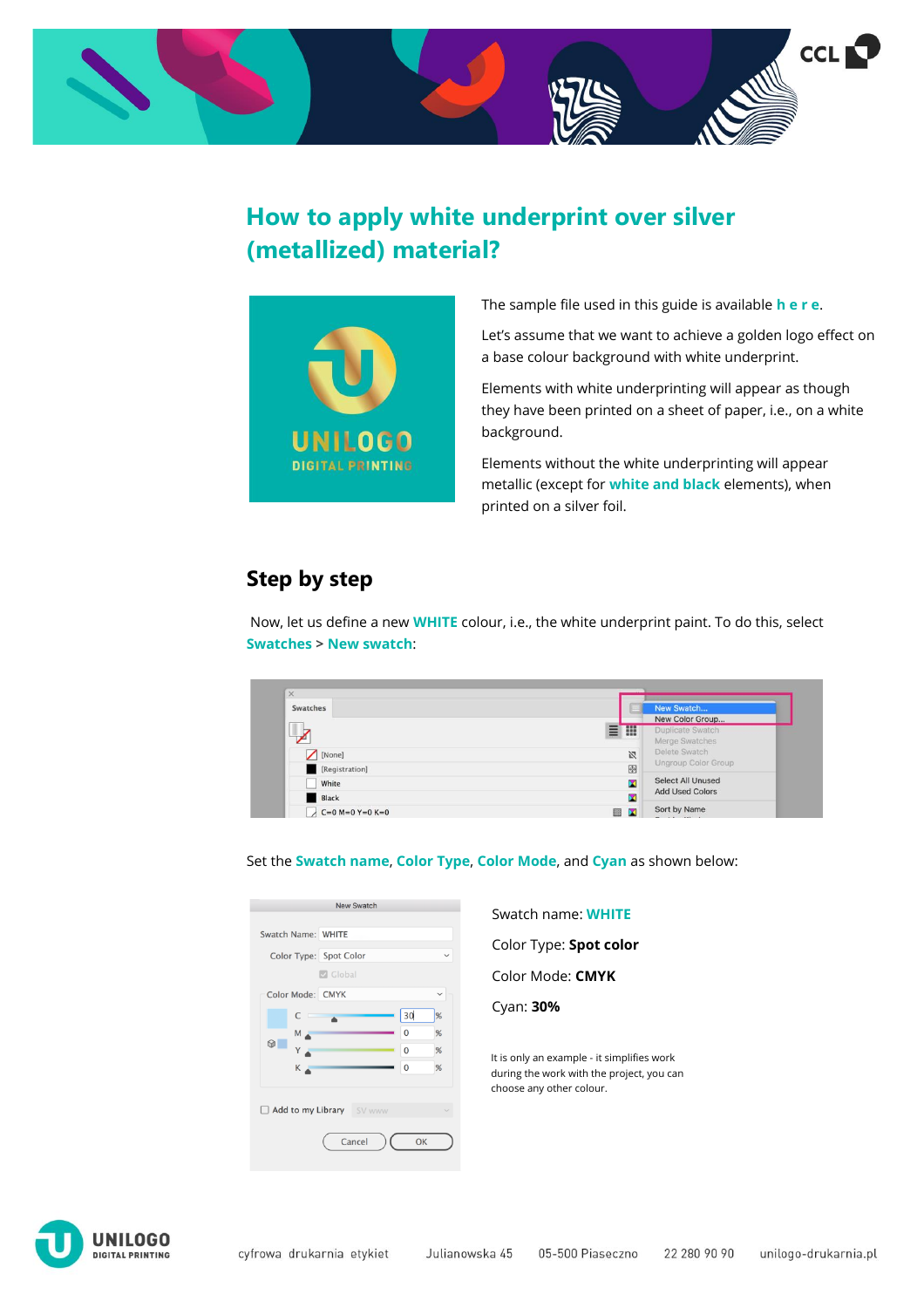# How to apply white underprint over silver (metallized) material?

The sample file used in this guide is available **h e r e**.

Let's assume that we want to achieve a golden logo effect on a base colour background with white underprint.

Elements with white underprinting will appear as though they have been printed on a sheet of paper, i.e., on a white background.

Elements without the white underprinting will appear metallic (except for **white and black** elements), when printed on a silver foil.

## Step by step

Now, let us define a new **WHITE** colour, i.e., the white underprint paint. To do this, select **Swatches** > **New swatch**:

Set the **Swatch name**, **Color Type**, **Color Mode**, and **Cyan** as shown below:

Swatch name: **WHITE**

Color Type: **Spot color**

Color Mode: **CMYK**

Cyan: **30%**

It is only an example - it simplifies work during the work with the project, you can choose any other colour.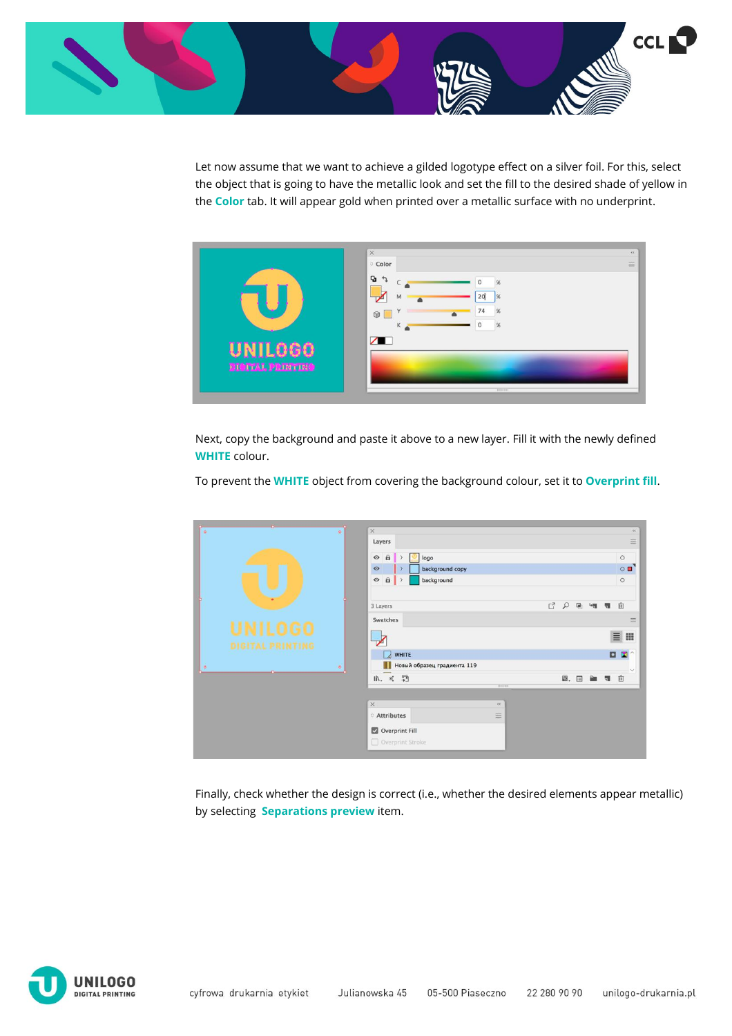Let now assume that we want to achieve a gilded logotype effect on a silver foil. For this, select the object that is going to have the metallic look and set the fill to the desired shade of yellow in the **Color** tab. It will appear gold when printed over a metallic surface with no underprint.

Next, copy the background and paste it above to a new layer. Fill it with the newly defined **WHITE** colour.

To prevent the **WHITE** object from covering the background colour, set it to **Overprint fill**.

Finally, check whether the design is correct (i.e., whether the desired elements appear metallic) by selecting **Separations preview** item.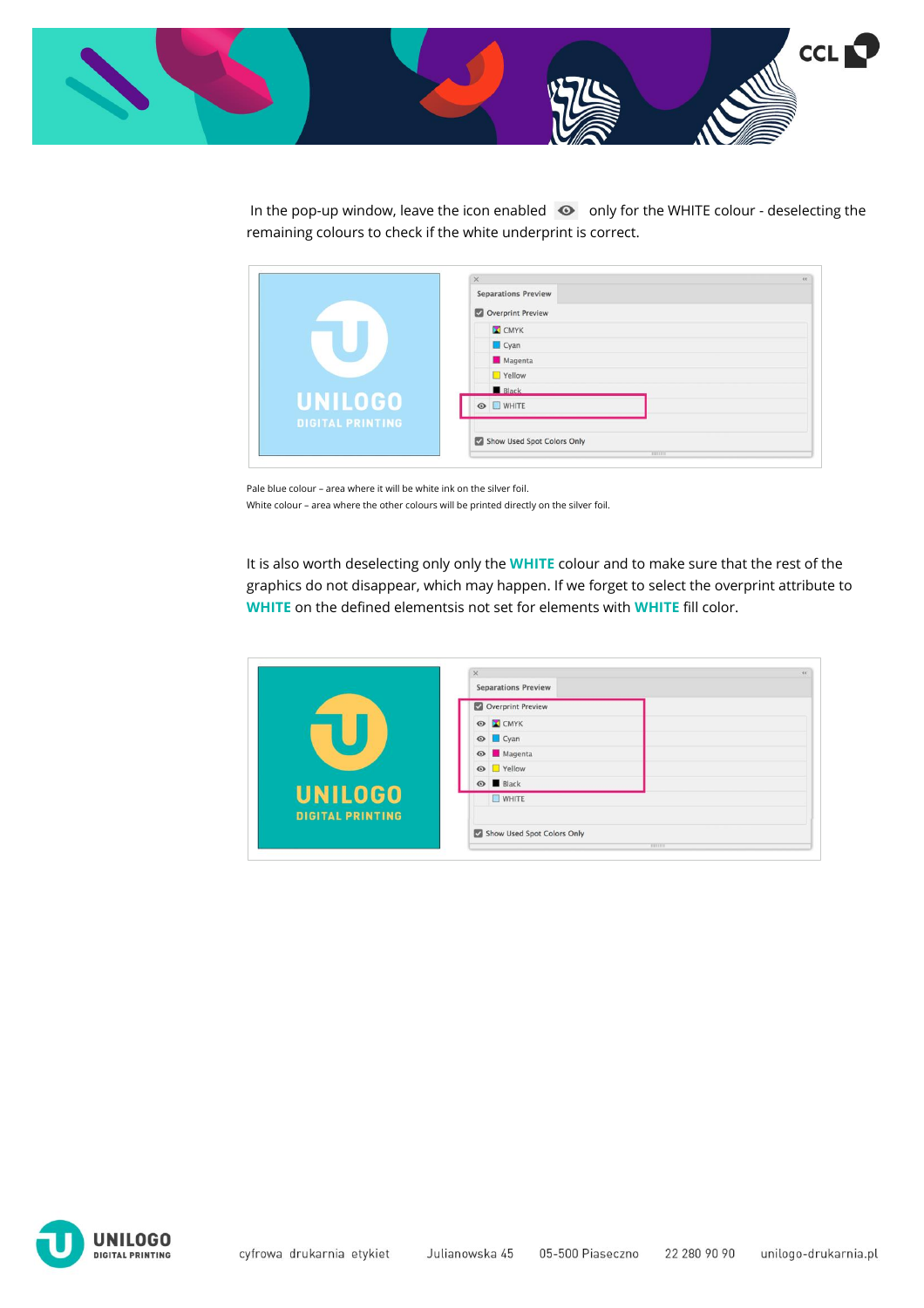In the pop-up window, leave the icon enabled only for the WHITE colour - deselecting the remaining colours to check if the white underprint is correct.

Pale blue colour – area where it will be white ink on the silver foil.
White colour – area where the other colours will be printed directly on the silver foil.

It is also worth deselecting only only the **WHITE** colour and to make sure that the rest of the graphics do not disappear, which may happen. If we forget to select the overprint attribute to **WHITE** on the defined elementsis not set for elements with **WHITE** fill color.